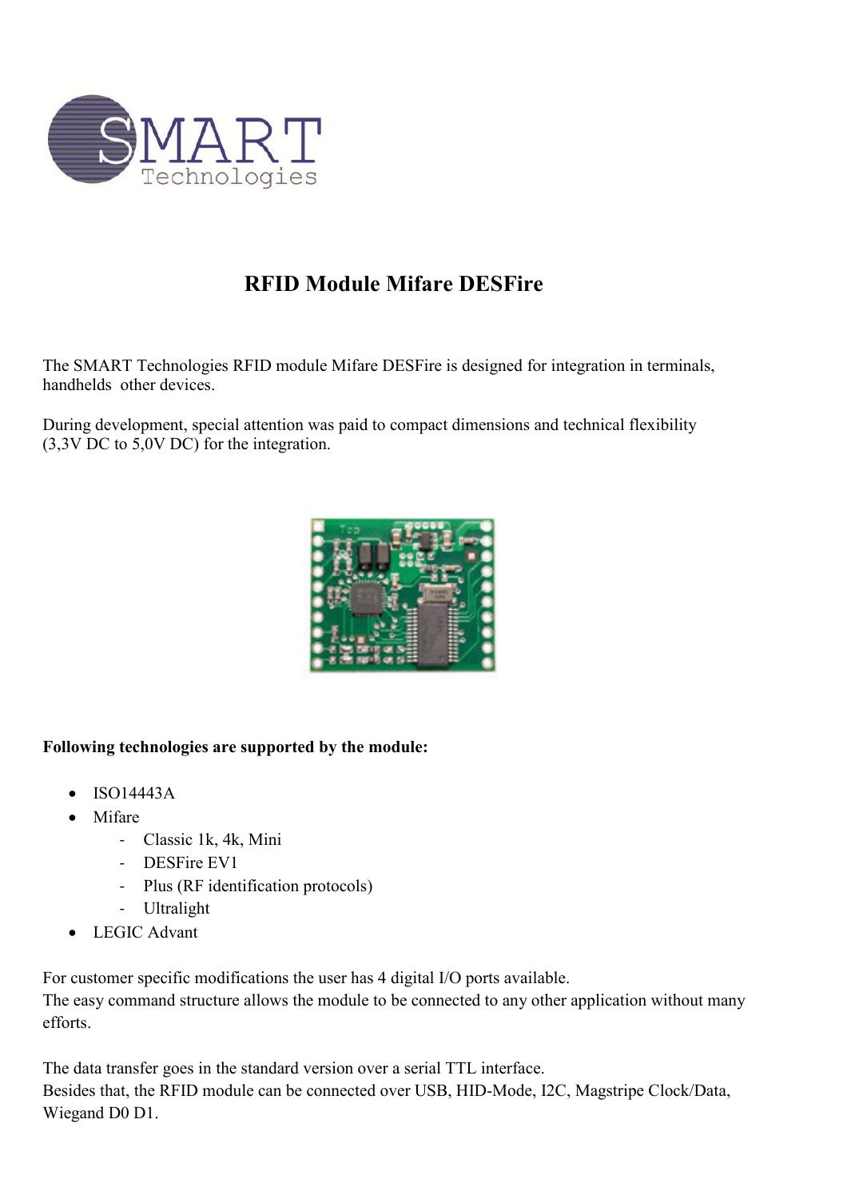# RFID Module Mifare DESFire

The SMART Technologies RFID module Mifare DESFire is designed for integration in terminals, handhelds other devices.

During development, special attention was paid to compact dimensions and technical flexibility (3,3V DC to 5,0V DC) for the integration.

**Following technologies are supported by the module:**

- ISO14443A
- Mifare
  - Classic 1k, 4k, Mini
  - DESFire EV1
  - Plus (RF identification protocols)
  - Ultralight
- LEGIC Advant

For customer specific modifications the user has 4 digital I/O ports available.
The easy command structure allows the module to be connected to any other application without many efforts.

The data transfer goes in the standard version over a serial TTL interface.
Besides that, the RFID module can be connected over USB, HID-Mode, I2C, Magstripe Clock/Data, Wiegand D0 D1.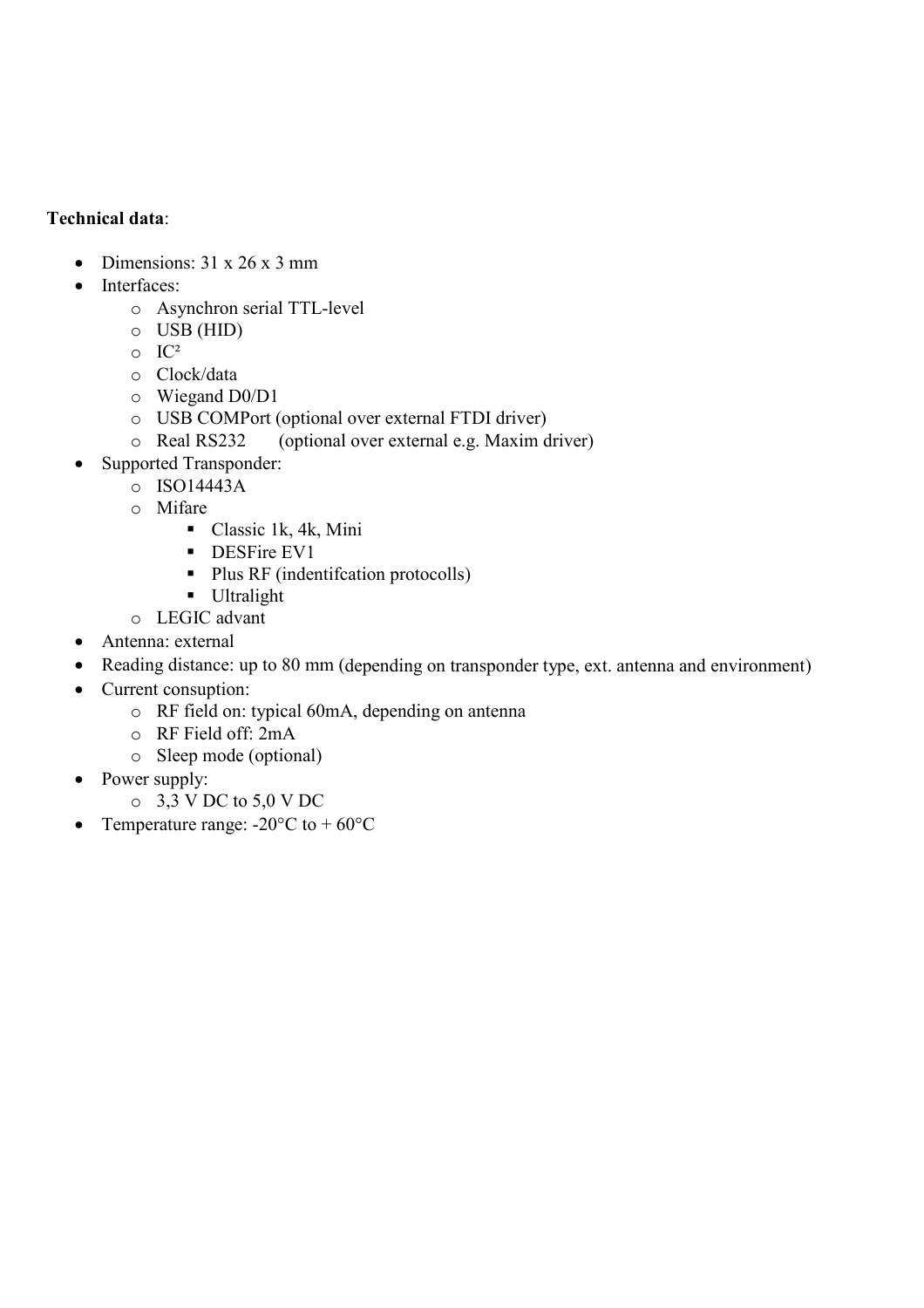**Technical data**:

- Dimensions: 31 x 26 x 3 mm
- Interfaces:
  - Asynchron serial TTL-level
  - USB (HID)
  - IC²
  - Clock/data
  - Wiegand D0/D1
  - USB COMPort (optional over external FTDI driver)
  - Real RS232 (optional over external e.g. Maxim driver)
- Supported Transponder:
  - ISO14443A
  - Mifare
    - Classic 1k, 4k, Mini
    - DESFire EV1
    - Plus RF (indentifcation protocolls)
    - Ultralight
  - LEGIC advant
- Antenna: external
- Reading distance: up to 80 mm (depending on transponder type, ext. antenna and environment)
- Current consuption:
  - RF field on: typical 60mA, depending on antenna
  - RF Field off: 2mA
  - Sleep mode (optional)
- Power supply:
  - 3,3 V DC to 5,0 V DC
- Temperature range: -20°C to + 60°C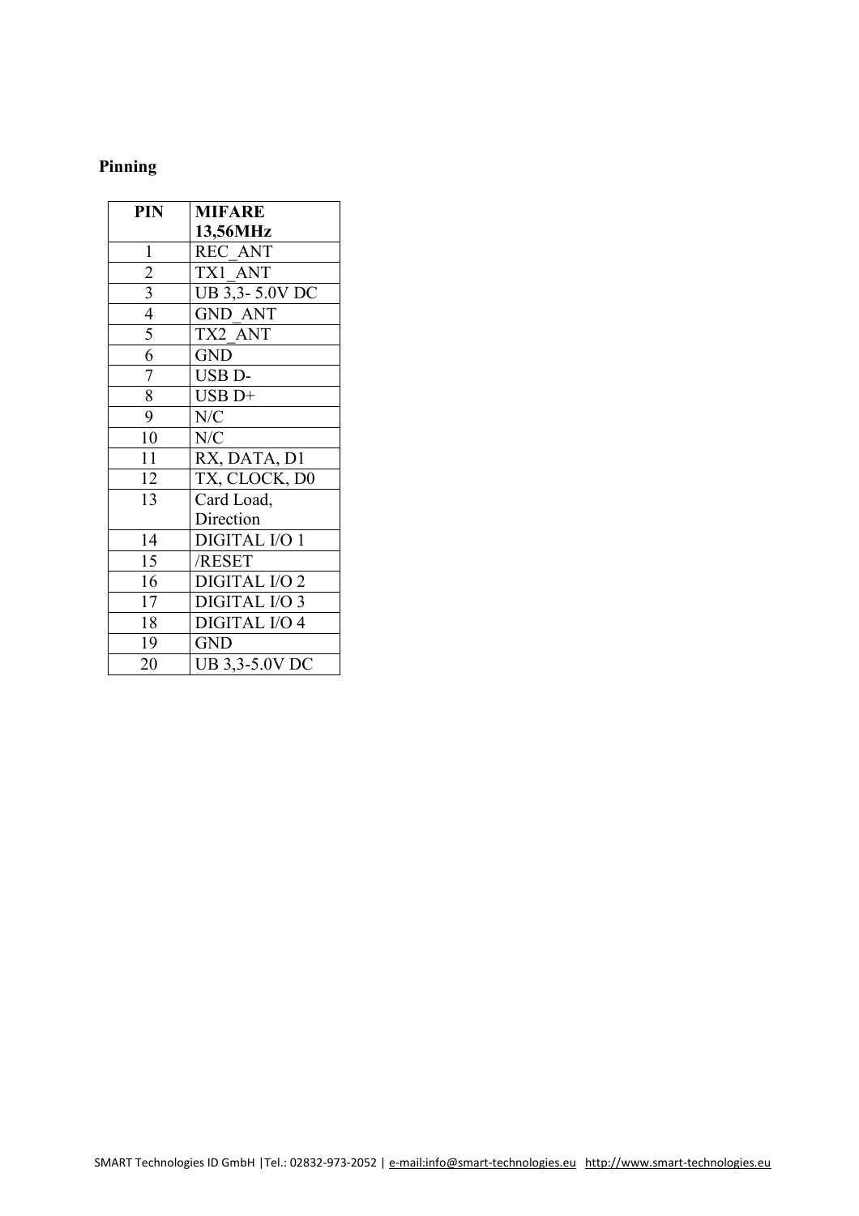**Pinning**

| PIN | MIFARE 13,56MHz |
|---|---|
| 1 | REC_ANT |
| 2 | TX1_ANT |
| 3 | UB 3,3- 5.0V DC |
| 4 | GND_ANT |
| 5 | TX2_ANT |
| 6 | GND |
| 7 | USB D- |
| 8 | USB D+ |
| 9 | N/C |
| 10 | N/C |
| 11 | RX, DATA, D1 |
| 12 | TX, CLOCK, D0 |
| 13 | Card Load, Direction |
| 14 | DIGITAL I/O 1 |
| 15 | /RESET |
| 16 | DIGITAL I/O 2 |
| 17 | DIGITAL I/O 3 |
| 18 | DIGITAL I/O 4 |
| 19 | GND |
| 20 | UB 3,3-5.0V DC |